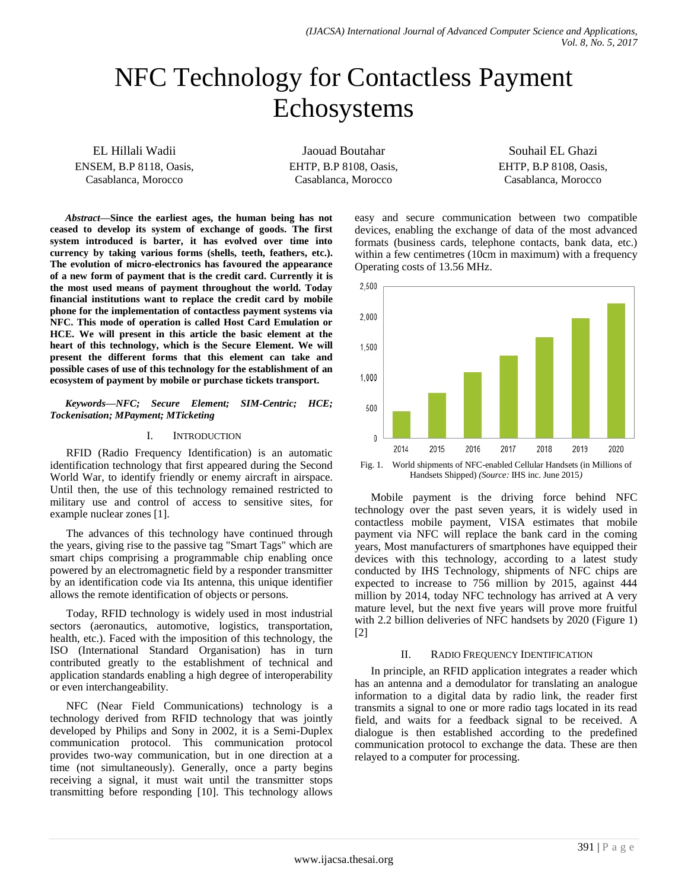# NFC Technology for Contactless Payment Echosystems

EL Hillali Wadii
ENSEM, B.P 8118, Oasis,
Casablanca, Morocco

Jaouad Boutahar
EHTP, B.P 8108, Oasis,
Casablanca, Morocco

Souhail EL Ghazi
EHTP, B.P 8108, Oasis,
Casablanca, Morocco

***Abstract*—Since the earliest ages, the human being has not ceased to develop its system of exchange of goods. The first system introduced is barter, it has evolved over time into currency by taking various forms (shells, teeth, feathers, etc.). The evolution of micro-electronics has favoured the appearance of a new form of payment that is the credit card. Currently it is the most used means of payment throughout the world. Today financial institutions want to replace the credit card by mobile phone for the implementation of contactless payment systems via NFC. This mode of operation is called Host Card Emulation or HCE. We will present in this article the basic element at the heart of this technology, which is the Secure Element. We will present the different forms that this element can take and possible cases of use of this technology for the establishment of an ecosystem of payment by mobile or purchase tickets transport.**

***Keywords—NFC; Secure Element; SIM-Centric; HCE; Tockenisation; MPayment; MTicketing***

## I. Introduction

RFID (Radio Frequency Identification) is an automatic identification technology that first appeared during the Second World War, to identify friendly or enemy aircraft in airspace. Until then, the use of this technology remained restricted to military use and control of access to sensitive sites, for example nuclear zones [1].

The advances of this technology have continued through the years, giving rise to the passive tag "Smart Tags" which are smart chips comprising a programmable chip enabling once powered by an electromagnetic field by a responder transmitter by an identification code via Its antenna, this unique identifier allows the remote identification of objects or persons.

Today, RFID technology is widely used in most industrial sectors (aeronautics, automotive, logistics, transportation, health, etc.). Faced with the imposition of this technology, the ISO (International Standard Organisation) has in turn contributed greatly to the establishment of technical and application standards enabling a high degree of interoperability or even interchangeability.

NFC (Near Field Communications) technology is a technology derived from RFID technology that was jointly developed by Philips and Sony in 2002, it is a Semi-Duplex communication protocol. This communication protocol provides two-way communication, but in one direction at a time (not simultaneously). Generally, once a party begins receiving a signal, it must wait until the transmitter stops transmitting before responding [10]. This technology allows easy and secure communication between two compatible devices, enabling the exchange of data of the most advanced formats (business cards, telephone contacts, bank data, etc.) within a few centimetres (10cm in maximum) with a frequency Operating costs of 13.56 MHz.

Fig. 1. World shipments of NFC-enabled Cellular Handsets (in Millions of Handsets Shipped) *(Source:* IHS inc. June 2015*)*

Mobile payment is the driving force behind NFC technology over the past seven years, it is widely used in contactless mobile payment, VISA estimates that mobile payment via NFC will replace the bank card in the coming years, Most manufacturers of smartphones have equipped their devices with this technology, according to a latest study conducted by IHS Technology, shipments of NFC chips are expected to increase to 756 million by 2015, against 444 million by 2014, today NFC technology has arrived at A very mature level, but the next five years will prove more fruitful with 2.2 billion deliveries of NFC handsets by 2020 (Figure 1) [2]

## II. Radio Frequency Identification

In principle, an RFID application integrates a reader which has an antenna and a demodulator for translating an analogue information to a digital data by radio link, the reader first transmits a signal to one or more radio tags located in its read field, and waits for a feedback signal to be received. A dialogue is then established according to the predefined communication protocol to exchange the data. These are then relayed to a computer for processing.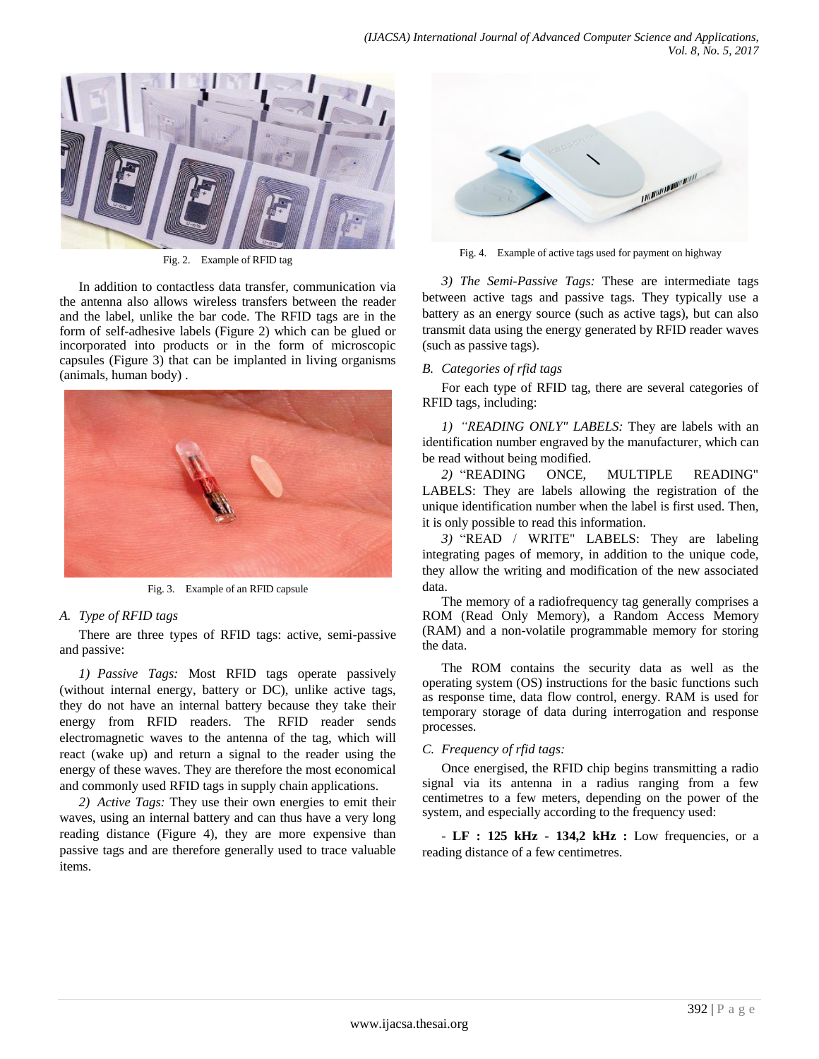Fig. 2. Example of RFID tag

In addition to contactless data transfer, communication via the antenna also allows wireless transfers between the reader and the label, unlike the bar code. The RFID tags are in the form of self-adhesive labels (Figure 2) which can be glued or incorporated into products or in the form of microscopic capsules (Figure 3) that can be implanted in living organisms (animals, human body) .

Fig. 3. Example of an RFID capsule

### A. Type of RFID tags

There are three types of RFID tags: active, semi-passive and passive:

*1) Passive Tags:* Most RFID tags operate passively (without internal energy, battery or DC), unlike active tags, they do not have an internal battery because they take their energy from RFID readers. The RFID reader sends electromagnetic waves to the antenna of the tag, which will react (wake up) and return a signal to the reader using the energy of these waves. They are therefore the most economical and commonly used RFID tags in supply chain applications.

*2) Active Tags:* They use their own energies to emit their waves, using an internal battery and can thus have a very long reading distance (Figure 4), they are more expensive than passive tags and are therefore generally used to trace valuable items.

Fig. 4. Example of active tags used for payment on highway

*3) The Semi-Passive Tags:* These are intermediate tags between active tags and passive tags. They typically use a battery as an energy source (such as active tags), but can also transmit data using the energy generated by RFID reader waves (such as passive tags).

### B. Categories of rfid tags

For each type of RFID tag, there are several categories of RFID tags, including:

*1) "READING ONLY" LABELS:* They are labels with an identification number engraved by the manufacturer, which can be read without being modified.

*2)* "READING ONCE, MULTIPLE READING" LABELS: They are labels allowing the registration of the unique identification number when the label is first used. Then, it is only possible to read this information.

*3)* "READ / WRITE" LABELS: They are labeling integrating pages of memory, in addition to the unique code, they allow the writing and modification of the new associated data.

The memory of a radiofrequency tag generally comprises a ROM (Read Only Memory), a Random Access Memory (RAM) and a non-volatile programmable memory for storing the data.

The ROM contains the security data as well as the operating system (OS) instructions for the basic functions such as response time, data flow control, energy. RAM is used for temporary storage of data during interrogation and response processes.

### C. Frequency of rfid tags:

Once energised, the RFID chip begins transmitting a radio signal via its antenna in a radius ranging from a few centimetres to a few meters, depending on the power of the system, and especially according to the frequency used:

- **LF : 125 kHz - 134,2 kHz :** Low frequencies, or a reading distance of a few centimetres.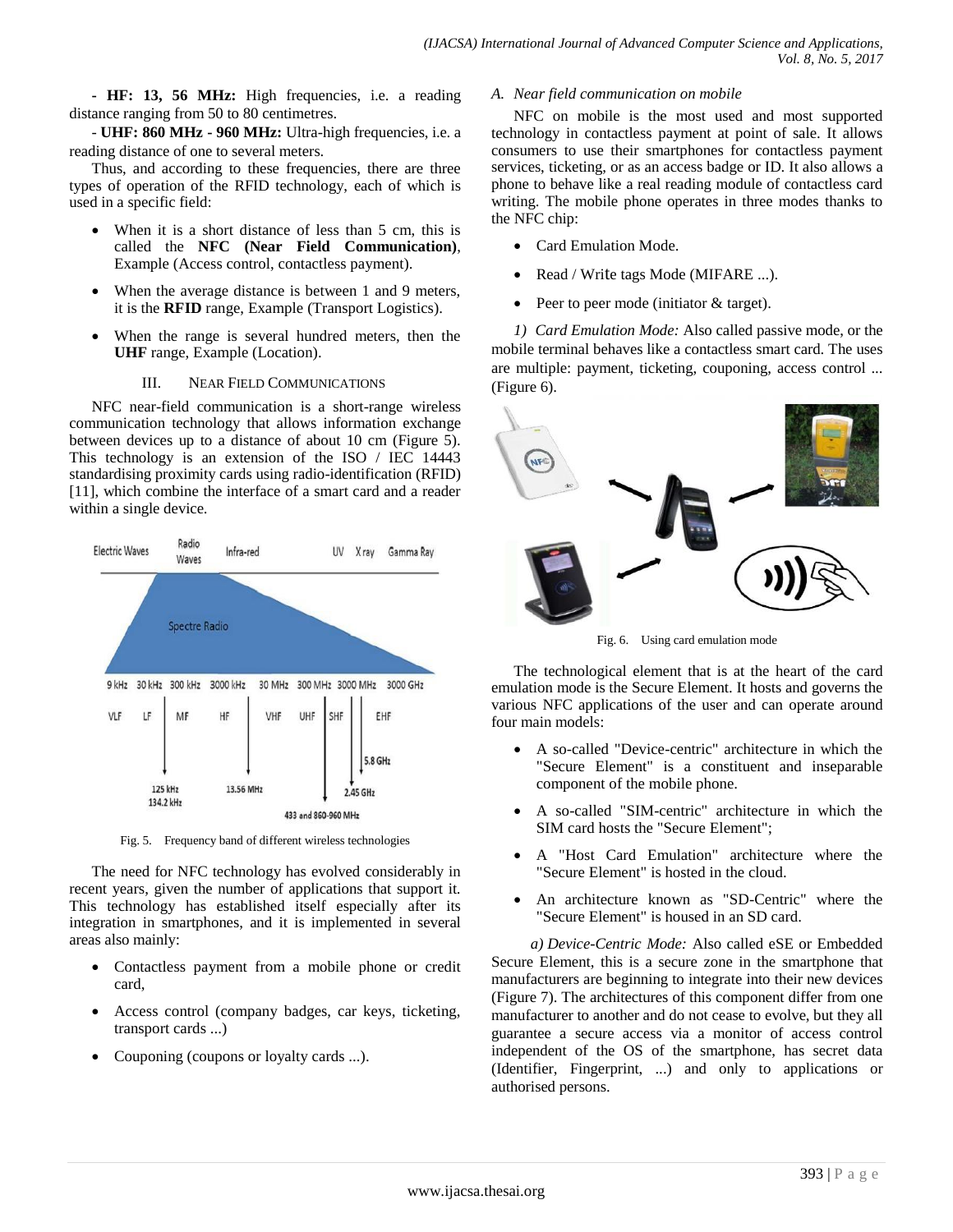**- HF: 13, 56 MHz:** High frequencies, i.e. a reading distance ranging from 50 to 80 centimetres.

- **UHF: 860 MHz - 960 MHz:** Ultra-high frequencies, i.e. a reading distance of one to several meters.

Thus, and according to these frequencies, there are three types of operation of the RFID technology, each of which is used in a specific field:

- When it is a short distance of less than 5 cm, this is called the **NFC (Near Field Communication)**, Example (Access control, contactless payment).
- When the average distance is between 1 and 9 meters, it is the **RFID** range, Example (Transport Logistics).
- When the range is several hundred meters, then the **UHF** range, Example (Location).

## III. Near Field Communications

NFC near-field communication is a short-range wireless communication technology that allows information exchange between devices up to a distance of about 10 cm (Figure 5). This technology is an extension of the ISO / IEC 14443 standardising proximity cards using radio-identification (RFID) [11], which combine the interface of a smart card and a reader within a single device.

Fig. 5. Frequency band of different wireless technologies

The need for NFC technology has evolved considerably in recent years, given the number of applications that support it. This technology has established itself especially after its integration in smartphones, and it is implemented in several areas also mainly:

- Contactless payment from a mobile phone or credit card,
- Access control (company badges, car keys, ticketing, transport cards ...)
- Couponing (coupons or loyalty cards ...).

### A. Near field communication on mobile

NFC on mobile is the most used and most supported technology in contactless payment at point of sale. It allows consumers to use their smartphones for contactless payment services, ticketing, or as an access badge or ID. It also allows a phone to behave like a real reading module of contactless card writing. The mobile phone operates in three modes thanks to the NFC chip:

- Card Emulation Mode.
- Read / Write tags Mode (MIFARE ...).
- Peer to peer mode (initiator & target).

*1) Card Emulation Mode:* Also called passive mode, or the mobile terminal behaves like a contactless smart card. The uses are multiple: payment, ticketing, couponing, access control ... (Figure 6).

Fig. 6. Using card emulation mode

The technological element that is at the heart of the card emulation mode is the Secure Element. It hosts and governs the various NFC applications of the user and can operate around four main models:

- A so-called "Device-centric" architecture in which the "Secure Element" is a constituent and inseparable component of the mobile phone.
- A so-called "SIM-centric" architecture in which the SIM card hosts the "Secure Element";
- A "Host Card Emulation" architecture where the "Secure Element" is hosted in the cloud.
- An architecture known as "SD-Centric" where the "Secure Element" is housed in an SD card.

*a) Device-Centric Mode:* Also called eSE or Embedded Secure Element, this is a secure zone in the smartphone that manufacturers are beginning to integrate into their new devices (Figure 7). The architectures of this component differ from one manufacturer to another and do not cease to evolve, but they all guarantee a secure access via a monitor of access control independent of the OS of the smartphone, has secret data (Identifier, Fingerprint, ...) and only to applications or authorised persons.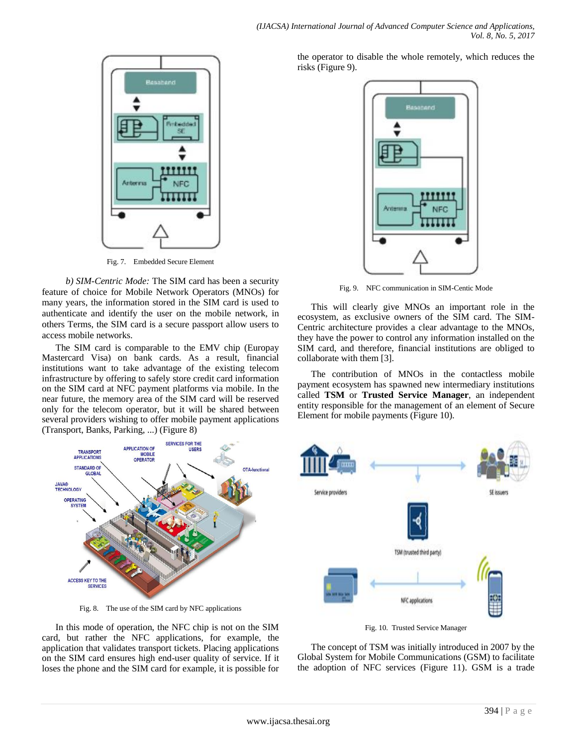Fig. 7. Embedded Secure Element

*b) SIM-Centric Mode:* The SIM card has been a security feature of choice for Mobile Network Operators (MNOs) for many years, the information stored in the SIM card is used to authenticate and identify the user on the mobile network, in others Terms, the SIM card is a secure passport allow users to access mobile networks.

The SIM card is comparable to the EMV chip (Europay Mastercard Visa) on bank cards. As a result, financial institutions want to take advantage of the existing telecom infrastructure by offering to safely store credit card information on the SIM card at NFC payment platforms via mobile. In the near future, the memory area of the SIM card will be reserved only for the telecom operator, but it will be shared between several providers wishing to offer mobile payment applications (Transport, Banks, Parking, ...) (Figure 8)

Fig. 8. The use of the SIM card by NFC applications

In this mode of operation, the NFC chip is not on the SIM card, but rather the NFC applications, for example, the application that validates transport tickets. Placing applications on the SIM card ensures high end-user quality of service. If it loses the phone and the SIM card for example, it is possible for the operator to disable the whole remotely, which reduces the risks (Figure 9).

Fig. 9. NFC communication in SIM-Centic Mode

This will clearly give MNOs an important role in the ecosystem, as exclusive owners of the SIM card. The SIM-Centric architecture provides a clear advantage to the MNOs, they have the power to control any information installed on the SIM card, and therefore, financial institutions are obliged to collaborate with them [3].

The contribution of MNOs in the contactless mobile payment ecosystem has spawned new intermediary institutions called **TSM** or **Trusted Service Manager**, an independent entity responsible for the management of an element of Secure Element for mobile payments (Figure 10).

Fig. 10. Trusted Service Manager

The concept of TSM was initially introduced in 2007 by the Global System for Mobile Communications (GSM) to facilitate the adoption of NFC services (Figure 11). GSM is a trade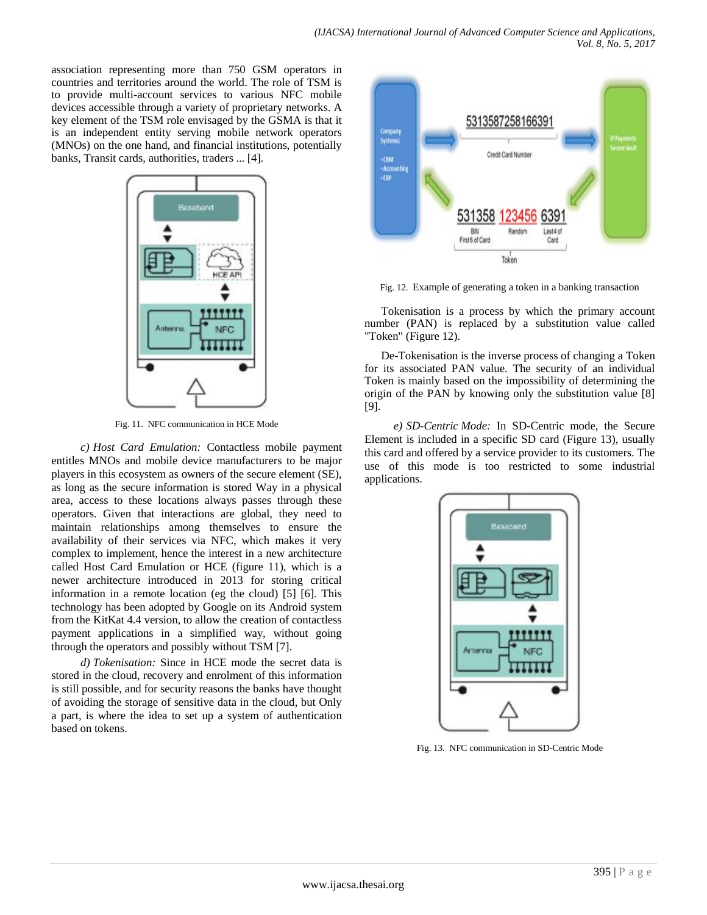association representing more than 750 GSM operators in countries and territories around the world. The role of TSM is to provide multi-account services to various NFC mobile devices accessible through a variety of proprietary networks. A key element of the TSM role envisaged by the GSMA is that it is an independent entity serving mobile network operators (MNOs) on the one hand, and financial institutions, potentially banks, Transit cards, authorities, traders ... [4].

Fig. 11. NFC communication in HCE Mode

*c) Host Card Emulation:* Contactless mobile payment entitles MNOs and mobile device manufacturers to be major players in this ecosystem as owners of the secure element (SE), as long as the secure information is stored Way in a physical area, access to these locations always passes through these operators. Given that interactions are global, they need to maintain relationships among themselves to ensure the availability of their services via NFC, which makes it very complex to implement, hence the interest in a new architecture called Host Card Emulation or HCE (figure 11), which is a newer architecture introduced in 2013 for storing critical information in a remote location (eg the cloud) [5] [6]. This technology has been adopted by Google on its Android system from the KitKat 4.4 version, to allow the creation of contactless payment applications in a simplified way, without going through the operators and possibly without TSM [7].

*d) Tokenisation:* Since in HCE mode the secret data is stored in the cloud, recovery and enrolment of this information is still possible, and for security reasons the banks have thought of avoiding the storage of sensitive data in the cloud, but Only a part, is where the idea to set up a system of authentication based on tokens.

Fig. 12. Example of generating a token in a banking transaction

Tokenisation is a process by which the primary account number (PAN) is replaced by a substitution value called "Token" (Figure 12).

De-Tokenisation is the inverse process of changing a Token for its associated PAN value. The security of an individual Token is mainly based on the impossibility of determining the origin of the PAN by knowing only the substitution value [8] [9].

*e) SD-Centric Mode:* In SD-Centric mode, the Secure Element is included in a specific SD card (Figure 13), usually this card and offered by a service provider to its customers. The use of this mode is too restricted to some industrial applications.

Fig. 13. NFC communication in SD-Centric Mode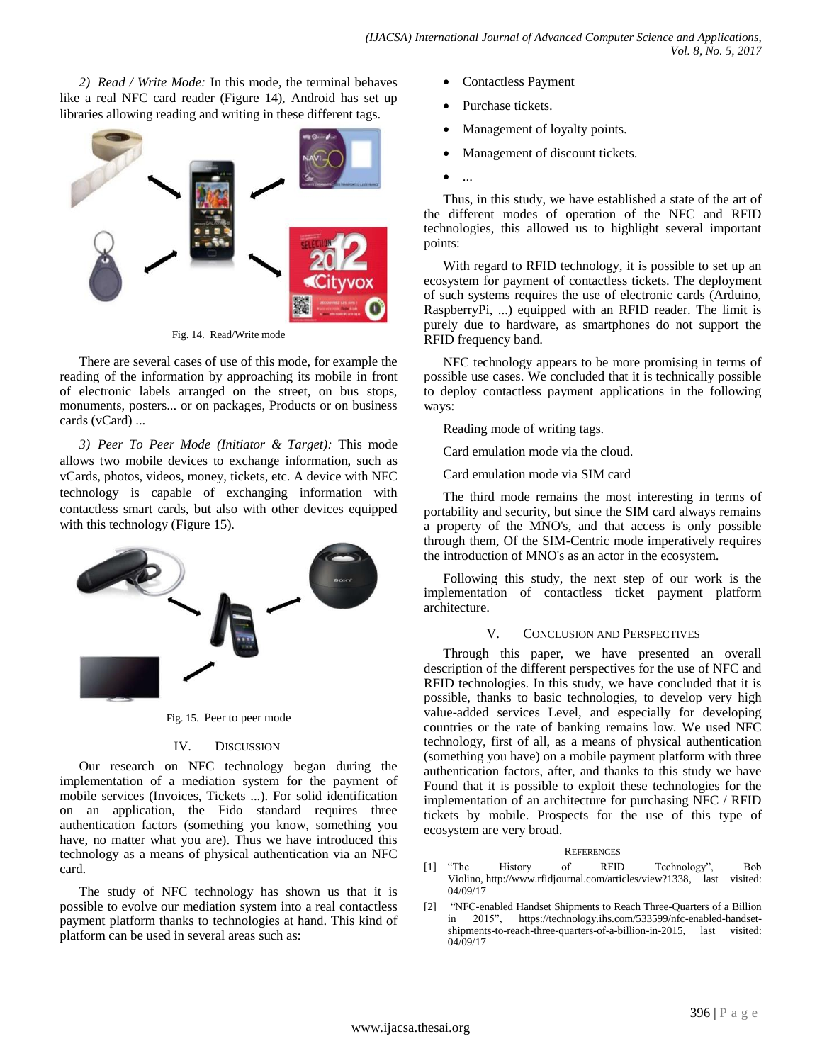*2) Read / Write Mode:* In this mode, the terminal behaves like a real NFC card reader (Figure 14), Android has set up libraries allowing reading and writing in these different tags.

Fig. 14. Read/Write mode

There are several cases of use of this mode, for example the reading of the information by approaching its mobile in front of electronic labels arranged on the street, on bus stops, monuments, posters... or on packages, Products or on business cards (vCard) ...

*3) Peer To Peer Mode (Initiator & Target):* This mode allows two mobile devices to exchange information, such as vCards, photos, videos, money, tickets, etc. A device with NFC technology is capable of exchanging information with contactless smart cards, but also with other devices equipped with this technology (Figure 15).

Fig. 15. Peer to peer mode

## IV. Discussion

Our research on NFC technology began during the implementation of a mediation system for the payment of mobile services (Invoices, Tickets ...). For solid identification on an application, the Fido standard requires three authentication factors (something you know, something you have, no matter what you are). Thus we have introduced this technology as a means of physical authentication via an NFC card.

The study of NFC technology has shown us that it is possible to evolve our mediation system into a real contactless payment platform thanks to technologies at hand. This kind of platform can be used in several areas such as:

- Contactless Payment
- Purchase tickets.
- Management of loyalty points.
- Management of discount tickets.
- ...

Thus, in this study, we have established a state of the art of the different modes of operation of the NFC and RFID technologies, this allowed us to highlight several important points:

With regard to RFID technology, it is possible to set up an ecosystem for payment of contactless tickets. The deployment of such systems requires the use of electronic cards (Arduino, RaspberryPi, ...) equipped with an RFID reader. The limit is purely due to hardware, as smartphones do not support the RFID frequency band.

NFC technology appears to be more promising in terms of possible use cases. We concluded that it is technically possible to deploy contactless payment applications in the following ways:

Reading mode of writing tags.

Card emulation mode via the cloud.

Card emulation mode via SIM card

The third mode remains the most interesting in terms of portability and security, but since the SIM card always remains a property of the MNO's, and that access is only possible through them, Of the SIM-Centric mode imperatively requires the introduction of MNO's as an actor in the ecosystem.

Following this study, the next step of our work is the implementation of contactless ticket payment platform architecture.

## V. Conclusion and Perspectives

Through this paper, we have presented an overall description of the different perspectives for the use of NFC and RFID technologies. In this study, we have concluded that it is possible, thanks to basic technologies, to develop very high value-added services Level, and especially for developing countries or the rate of banking remains low. We used NFC technology, first of all, as a means of physical authentication (something you have) on a mobile payment platform with three authentication factors, after, and thanks to this study we have Found that it is possible to exploit these technologies for the implementation of an architecture for purchasing NFC / RFID tickets by mobile. Prospects for the use of this type of ecosystem are very broad.

## References

[1] "The History of RFID Technology", Bob Violino, http://www.rfidjournal.com/articles/view?1338, last visited: 04/09/17

[2] "NFC-enabled Handset Shipments to Reach Three-Quarters of a Billion in 2015", https://technology.ihs.com/533599/nfc-enabled-handset-shipments-to-reach-three-quarters-of-a-billion-in-2015, last visited: 04/09/17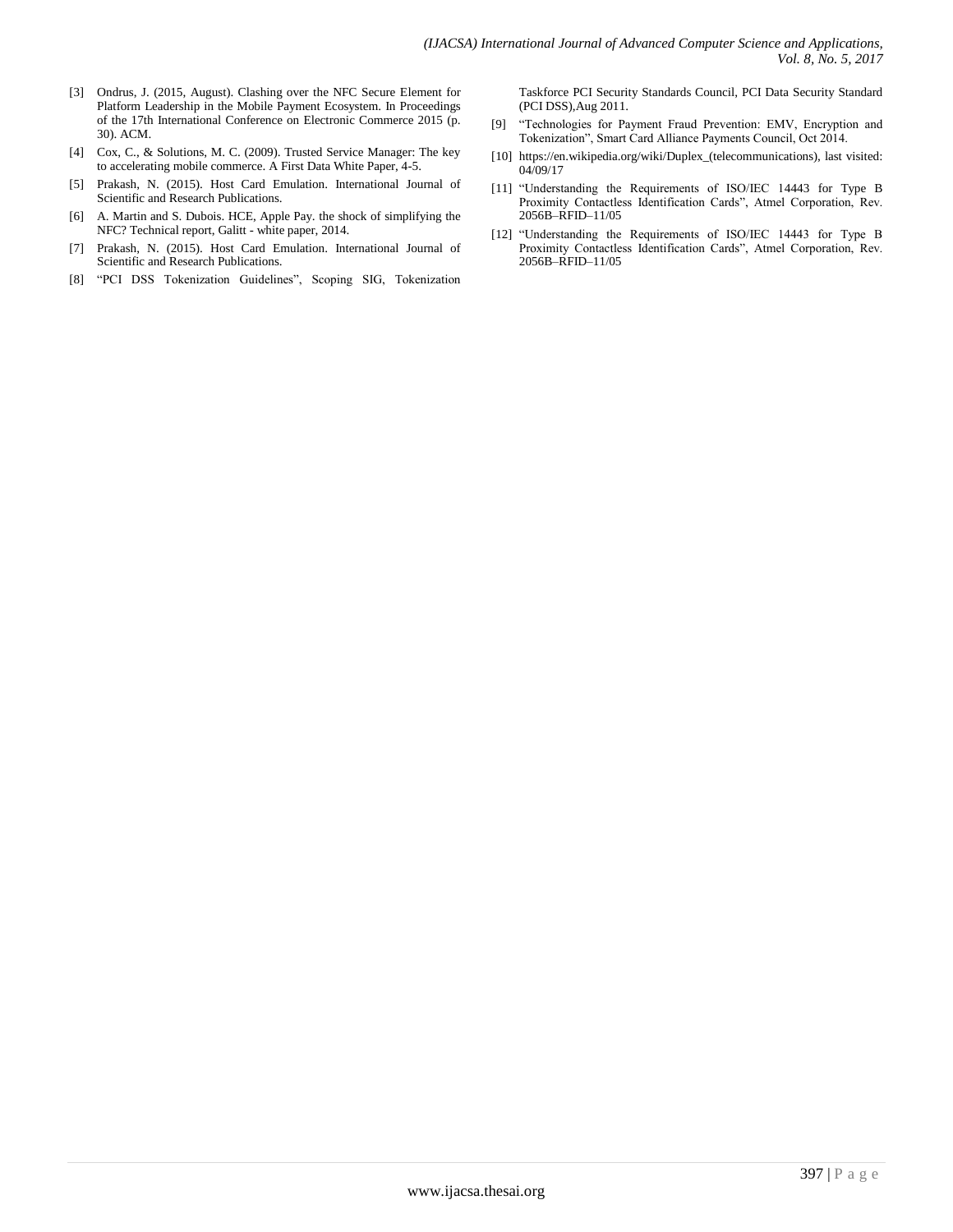[3] Ondrus, J. (2015, August). Clashing over the NFC Secure Element for Platform Leadership in the Mobile Payment Ecosystem. In Proceedings of the 17th International Conference on Electronic Commerce 2015 (p. 30). ACM.

[4] Cox, C., & Solutions, M. C. (2009). Trusted Service Manager: The key to accelerating mobile commerce. A First Data White Paper, 4-5.

[5] Prakash, N. (2015). Host Card Emulation. International Journal of Scientific and Research Publications.

[6] A. Martin and S. Dubois. HCE, Apple Pay. the shock of simplifying the NFC? Technical report, Galitt - white paper, 2014.

[7] Prakash, N. (2015). Host Card Emulation. International Journal of Scientific and Research Publications.

[8] "PCI DSS Tokenization Guidelines", Scoping SIG, Tokenization Taskforce PCI Security Standards Council, PCI Data Security Standard (PCI DSS),Aug 2011.

[9] "Technologies for Payment Fraud Prevention: EMV, Encryption and Tokenization", Smart Card Alliance Payments Council, Oct 2014.

[10] https://en.wikipedia.org/wiki/Duplex_(telecommunications), last visited: 04/09/17

[11] "Understanding the Requirements of ISO/IEC 14443 for Type B Proximity Contactless Identification Cards", Atmel Corporation, Rev. 2056B–RFID–11/05

[12] "Understanding the Requirements of ISO/IEC 14443 for Type B Proximity Contactless Identification Cards", Atmel Corporation, Rev. 2056B–RFID–11/05